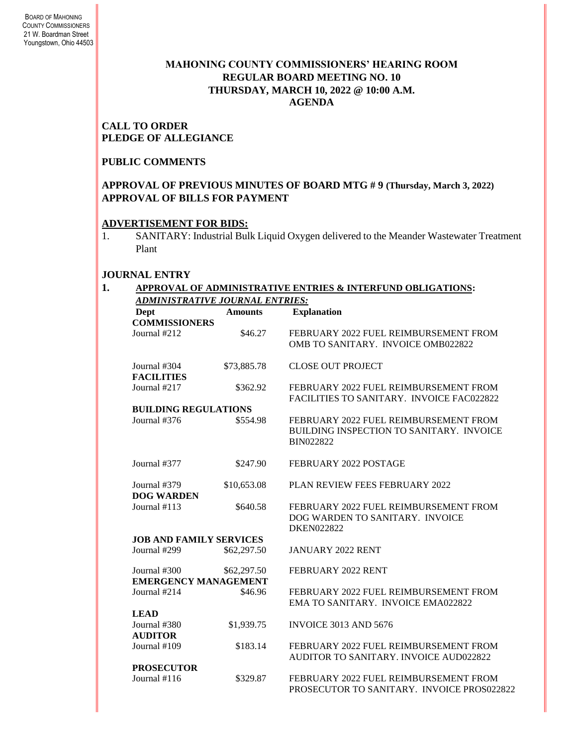BOARD OF MAHONING
COUNTY COMMISSIONERS
21 W. Boardman Street
Youngstown, Ohio 44503

# MAHONING COUNTY COMMISSIONERS' HEARING ROOM
## REGULAR BOARD MEETING NO. 10
## THURSDAY, MARCH 10, 2022 @ 10:00 A.M.
## AGENDA

**CALL TO ORDER**
**PLEDGE OF ALLEGIANCE**

**PUBLIC COMMENTS**

**APPROVAL OF PREVIOUS MINUTES OF BOARD MTG # 9 (Thursday, March 3, 2022)**
**APPROVAL OF BILLS FOR PAYMENT**

**ADVERTISEMENT FOR BIDS:**

1. SANITARY: Industrial Bulk Liquid Oxygen delivered to the Meander Wastewater Treatment Plant

**JOURNAL ENTRY**

1. **APPROVAL OF ADMINISTRATIVE ENTRIES & INTERFUND OBLIGATIONS:**

***ADMINISTRATIVE JOURNAL ENTRIES:***

| Dept | Amounts | Explanation |
|---|---|---|
| **COMMISSIONERS** | | |
| Journal #212 | $46.27 | FEBRUARY 2022 FUEL REIMBURSEMENT FROM OMB TO SANITARY. INVOICE OMB022822 |
| Journal #304 | $73,885.78 | CLOSE OUT PROJECT |
| **FACILITIES** | | |
| Journal #217 | $362.92 | FEBRUARY 2022 FUEL REIMBURSEMENT FROM FACILITIES TO SANITARY. INVOICE FAC022822 |
| **BUILDING REGULATIONS** | | |
| Journal #376 | $554.98 | FEBRUARY 2022 FUEL REIMBURSEMENT FROM BUILDING INSPECTION TO SANITARY. INVOICE BIN022822 |
| Journal #377 | $247.90 | FEBRUARY 2022 POSTAGE |
| Journal #379 | $10,653.08 | PLAN REVIEW FEES FEBRUARY 2022 |
| **DOG WARDEN** | | |
| Journal #113 | $640.58 | FEBRUARY 2022 FUEL REIMBURSEMENT FROM DOG WARDEN TO SANITARY. INVOICE DKEN022822 |
| **JOB AND FAMILY SERVICES** | | |
| Journal #299 | $62,297.50 | JANUARY 2022 RENT |
| Journal #300 | $62,297.50 | FEBRUARY 2022 RENT |
| **EMERGENCY MANAGEMENT** | | |
| Journal #214 | $46.96 | FEBRUARY 2022 FUEL REIMBURSEMENT FROM EMA TO SANITARY. INVOICE EMA022822 |
| **LEAD** | | |
| Journal #380 | $1,939.75 | INVOICE 3013 AND 5676 |
| **AUDITOR** | | |
| Journal #109 | $183.14 | FEBRUARY 2022 FUEL REIMBURSEMENT FROM AUDITOR TO SANITARY. INVOICE AUD022822 |
| **PROSECUTOR** | | |
| Journal #116 | $329.87 | FEBRUARY 2022 FUEL REIMBURSEMENT FROM PROSECUTOR TO SANITARY. INVOICE PROS022822 |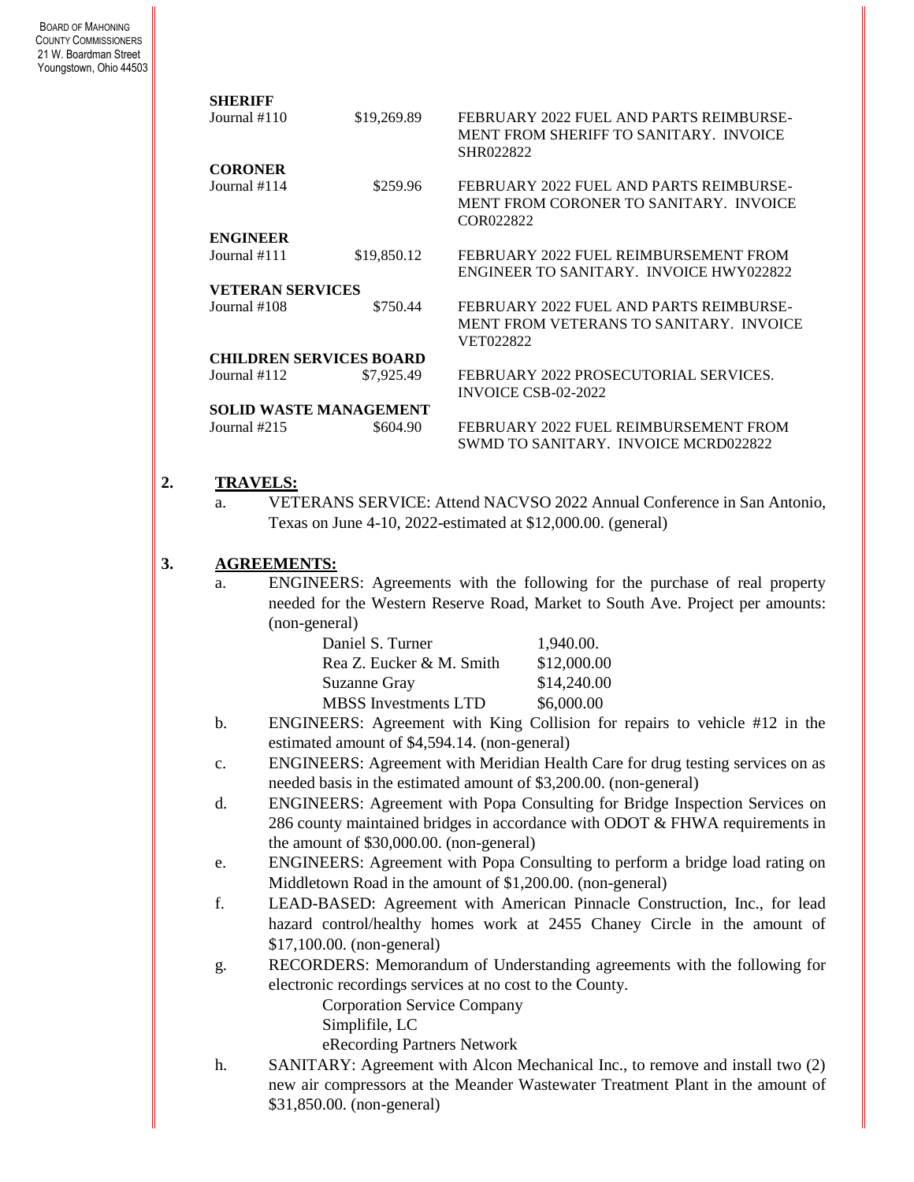**SHERIFF**

| | | |
|---|---|---|
| Journal #110 | $19,269.89 | FEBRUARY 2022 FUEL AND PARTS REIMBURSE-MENT FROM SHERIFF TO SANITARY. INVOICE SHR022822 |

**CORONER**

| | | |
|---|---|---|
| Journal #114 | $259.96 | FEBRUARY 2022 FUEL AND PARTS REIMBURSE-MENT FROM CORONER TO SANITARY. INVOICE COR022822 |

**ENGINEER**

| | | |
|---|---|---|
| Journal #111 | $19,850.12 | FEBRUARY 2022 FUEL REIMBURSEMENT FROM ENGINEER TO SANITARY. INVOICE HWY022822 |

**VETERAN SERVICES**

| | | |
|---|---|---|
| Journal #108 | $750.44 | FEBRUARY 2022 FUEL AND PARTS REIMBURSE-MENT FROM VETERANS TO SANITARY. INVOICE VET022822 |

**CHILDREN SERVICES BOARD**

| | | |
|---|---|---|
| Journal #112 | $7,925.49 | FEBRUARY 2022 PROSECUTORIAL SERVICES. INVOICE CSB-02-2022 |

**SOLID WASTE MANAGEMENT**

| | | |
|---|---|---|
| Journal #215 | $604.90 | FEBRUARY 2022 FUEL REIMBURSEMENT FROM SWMD TO SANITARY. INVOICE MCRD022822 |

2. **TRAVELS:**
   a. VETERANS SERVICE: Attend NACVSO 2022 Annual Conference in San Antonio, Texas on June 4-10, 2022-estimated at $12,000.00. (general)

3. **AGREEMENTS:**
   a. ENGINEERS: Agreements with the following for the purchase of real property needed for the Western Reserve Road, Market to South Ave. Project per amounts: (non-general)

   | | |
   |---|---|
   | Daniel S. Turner | 1,940.00. |
   | Rea Z. Eucker & M. Smith | $12,000.00 |
   | Suzanne Gray | $14,240.00 |
   | MBSS Investments LTD | $6,000.00 |

   b. ENGINEERS: Agreement with King Collision for repairs to vehicle #12 in the estimated amount of $4,594.14. (non-general)
   c. ENGINEERS: Agreement with Meridian Health Care for drug testing services on as needed basis in the estimated amount of $3,200.00. (non-general)
   d. ENGINEERS: Agreement with Popa Consulting for Bridge Inspection Services on 286 county maintained bridges in accordance with ODOT & FHWA requirements in the amount of $30,000.00. (non-general)
   e. ENGINEERS: Agreement with Popa Consulting to perform a bridge load rating on Middletown Road in the amount of $1,200.00. (non-general)
   f. LEAD-BASED: Agreement with American Pinnacle Construction, Inc., for lead hazard control/healthy homes work at 2455 Chaney Circle in the amount of $17,100.00. (non-general)
   g. RECORDERS: Memorandum of Understanding agreements with the following for electronic recordings services at no cost to the County.
      - Corporation Service Company
      - Simplifile, LC
      - eRecording Partners Network
   h. SANITARY: Agreement with Alcon Mechanical Inc., to remove and install two (2) new air compressors at the Meander Wastewater Treatment Plant in the amount of $31,850.00. (non-general)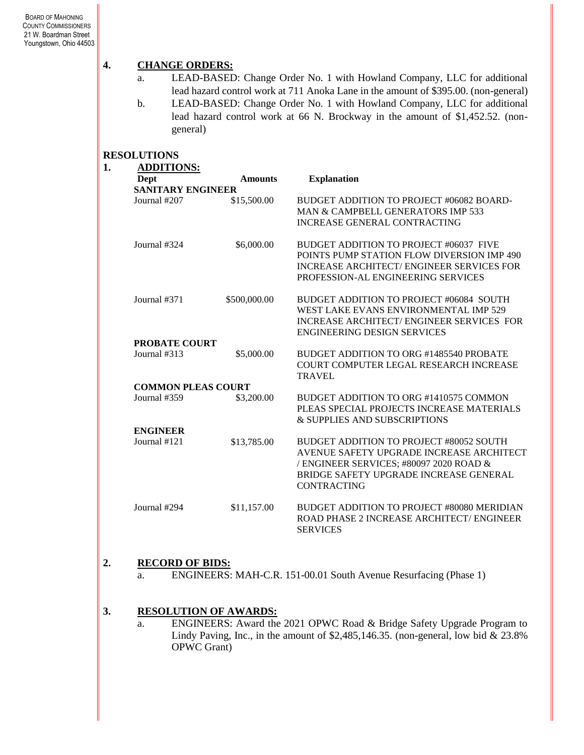4. **CHANGE ORDERS:**
   - a. LEAD-BASED: Change Order No. 1 with Howland Company, LLC for additional lead hazard control work at 711 Anoka Lane in the amount of $395.00. (non-general)
   - b. LEAD-BASED: Change Order No. 1 with Howland Company, LLC for additional lead hazard control work at 66 N. Brockway in the amount of $1,452.52. (non-general)

## RESOLUTIONS

1. **ADDITIONS:**

| Dept | Amounts | Explanation |
|---|---|---|
| **SANITARY ENGINEER** | | |
| Journal #207 | $15,500.00 | BUDGET ADDITION TO PROJECT #06082 BOARD-MAN & CAMPBELL GENERATORS IMP 533 INCREASE GENERAL CONTRACTING |
| Journal #324 | $6,000.00 | BUDGET ADDITION TO PROJECT #06037 FIVE POINTS PUMP STATION FLOW DIVERSION IMP 490 INCREASE ARCHITECT/ ENGINEER SERVICES FOR PROFESSION-AL ENGINEERING SERVICES |
| Journal #371 | $500,000.00 | BUDGET ADDITION TO PROJECT #06084 SOUTH WEST LAKE EVANS ENVIRONMENTAL IMP 529 INCREASE ARCHITECT/ ENGINEER SERVICES FOR ENGINEERING DESIGN SERVICES |
| **PROBATE COURT** | | |
| Journal #313 | $5,000.00 | BUDGET ADDITION TO ORG #1485540 PROBATE COURT COMPUTER LEGAL RESEARCH INCREASE TRAVEL |
| **COMMON PLEAS COURT** | | |
| Journal #359 | $3,200.00 | BUDGET ADDITION TO ORG #1410575 COMMON PLEAS SPECIAL PROJECTS INCREASE MATERIALS & SUPPLIES AND SUBSCRIPTIONS |
| **ENGINEER** | | |
| Journal #121 | $13,785.00 | BUDGET ADDITION TO PROJECT #80052 SOUTH AVENUE SAFETY UPGRADE INCREASE ARCHITECT / ENGINEER SERVICES; #80097 2020 ROAD & BRIDGE SAFETY UPGRADE INCREASE GENERAL CONTRACTING |
| Journal #294 | $11,157.00 | BUDGET ADDITION TO PROJECT #80080 MERIDIAN ROAD PHASE 2 INCREASE ARCHITECT/ ENGINEER SERVICES |

2. **RECORD OF BIDS:**
   - a. ENGINEERS: MAH-C.R. 151-00.01 South Avenue Resurfacing (Phase 1)

3. **RESOLUTION OF AWARDS:**
   - a. ENGINEERS: Award the 2021 OPWC Road & Bridge Safety Upgrade Program to Lindy Paving, Inc., in the amount of $2,485,146.35. (non-general, low bid & 23.8% OPWC Grant)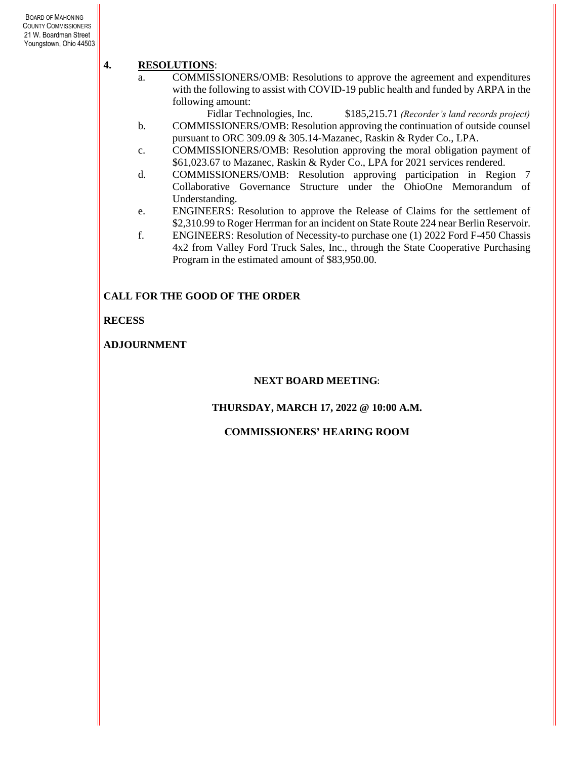4. **RESOLUTIONS**:

   a. COMMISSIONERS/OMB: Resolutions to approve the agreement and expenditures with the following to assist with COVID-19 public health and funded by ARPA in the following amount:

      Fidlar Technologies, Inc. $185,215.71 *(Recorder's land records project)*

   b. COMMISSIONERS/OMB: Resolution approving the continuation of outside counsel pursuant to ORC 309.09 & 305.14-Mazanec, Raskin & Ryder Co., LPA.

   c. COMMISSIONERS/OMB: Resolution approving the moral obligation payment of $61,023.67 to Mazanec, Raskin & Ryder Co., LPA for 2021 services rendered.

   d. COMMISSIONERS/OMB: Resolution approving participation in Region 7 Collaborative Governance Structure under the OhioOne Memorandum of Understanding.

   e. ENGINEERS: Resolution to approve the Release of Claims for the settlement of $2,310.99 to Roger Herrman for an incident on State Route 224 near Berlin Reservoir.

   f. ENGINEERS: Resolution of Necessity-to purchase one (1) 2022 Ford F-450 Chassis 4x2 from Valley Ford Truck Sales, Inc., through the State Cooperative Purchasing Program in the estimated amount of $83,950.00.

**CALL FOR THE GOOD OF THE ORDER**

**RECESS**

**ADJOURNMENT**

**NEXT BOARD MEETING**:

**THURSDAY, MARCH 17, 2022 @ 10:00 A.M.**

**COMMISSIONERS' HEARING ROOM**